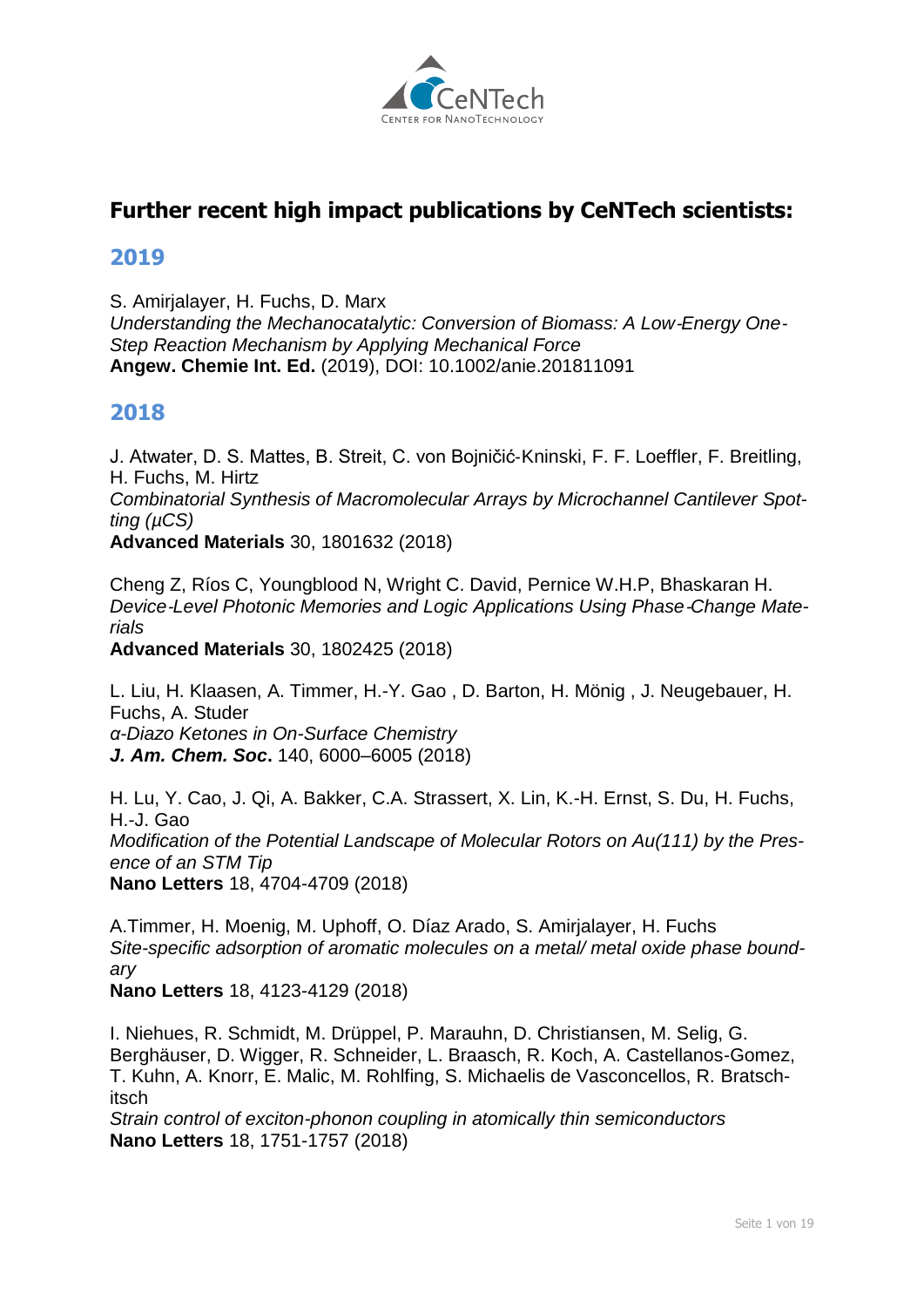# Further recent high impact publications by CeNTech scientists:

## 2019

S. Amirjalayer, H. Fuchs, D. Marx
*Understanding the Mechanocatalytic: Conversion of Biomass: A Low-Energy One-Step Reaction Mechanism by Applying Mechanical Force*
**Angew. Chemie Int. Ed.** (2019), DOI: 10.1002/anie.201811091

## 2018

J. Atwater, D. S. Mattes, B. Streit, C. von Bojničić-Kninski, F. F. Loeffler, F. Breitling, H. Fuchs, M. Hirtz
*Combinatorial Synthesis of Macromolecular Arrays by Microchannel Cantilever Spotting (μCS)*
**Advanced Materials** 30, 1801632 (2018)

Cheng Z, Ríos C, Youngblood N, Wright C. David, Pernice W.H.P, Bhaskaran H.
*Device-Level Photonic Memories and Logic Applications Using Phase-Change Materials*
**Advanced Materials** 30, 1802425 (2018)

L. Liu, H. Klaasen, A. Timmer, H.-Y. Gao , D. Barton, H. Mönig , J. Neugebauer, H. Fuchs, A. Studer
*α-Diazo Ketones in On-Surface Chemistry*
***J. Am. Chem. Soc*.** 140, 6000–6005 (2018)

H. Lu, Y. Cao, J. Qi, A. Bakker, C.A. Strassert, X. Lin, K.-H. Ernst, S. Du, H. Fuchs, H.-J. Gao
*Modification of the Potential Landscape of Molecular Rotors on Au(111) by the Presence of an STM Tip*
**Nano Letters** 18, 4704-4709 (2018)

A.Timmer, H. Moenig, M. Uphoff, O. Díaz Arado, S. Amirjalayer, H. Fuchs
*Site-specific adsorption of aromatic molecules on a metal/ metal oxide phase boundary*
**Nano Letters** 18, 4123-4129 (2018)

I. Niehues, R. Schmidt, M. Drüppel, P. Marauhn, D. Christiansen, M. Selig, G. Berghäuser, D. Wigger, R. Schneider, L. Braasch, R. Koch, A. Castellanos-Gomez, T. Kuhn, A. Knorr, E. Malic, M. Rohlfing, S. Michaelis de Vasconcellos, R. Bratschitsch
*Strain control of exciton-phonon coupling in atomically thin semiconductors*
**Nano Letters** 18, 1751-1757 (2018)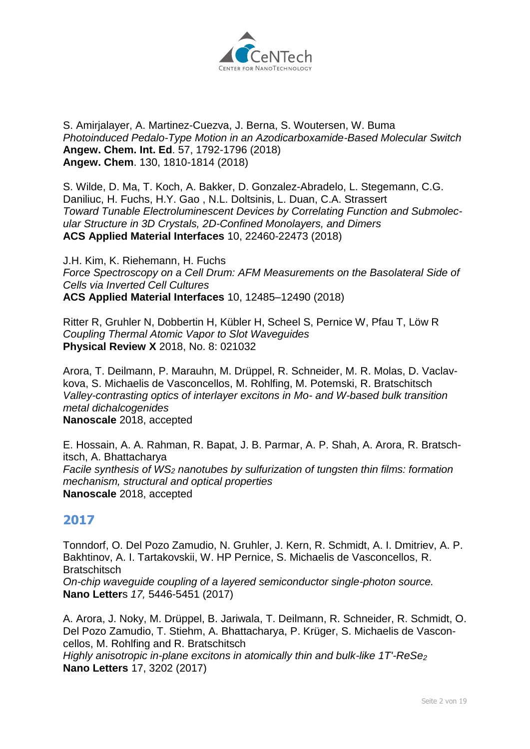S. Amirjalayer, A. Martinez-Cuezva, J. Berna, S. Woutersen, W. Buma  
*Photoinduced Pedalo-Type Motion in an Azodicarboxamide-Based Molecular Switch*  
**Angew. Chem. Int. Ed**. 57, 1792-1796 (2018)  
**Angew. Chem**. 130, 1810-1814 (2018)

S. Wilde, D. Ma, T. Koch, A. Bakker, D. Gonzalez-Abradelo, L. Stegemann, C.G. Daniliuc, H. Fuchs, H.Y. Gao , N.L. Doltsinis, L. Duan, C.A. Strassert  
*Toward Tunable Electroluminescent Devices by Correlating Function and Submolecular Structure in 3D Crystals, 2D-Confined Monolayers, and Dimers*  
**ACS Applied Material Interfaces** 10, 22460-22473 (2018)

J.H. Kim, K. Riehemann, H. Fuchs  
*Force Spectroscopy on a Cell Drum: AFM Measurements on the Basolateral Side of Cells via Inverted Cell Cultures*  
**ACS Applied Material Interfaces** 10, 12485–12490 (2018)

Ritter R, Gruhler N, Dobbertin H, Kübler H, Scheel S, Pernice W, Pfau T, Löw R  
*Coupling Thermal Atomic Vapor to Slot Waveguides*  
**Physical Review X** 2018, No. 8: 021032

Arora, T. Deilmann, P. Marauhn, M. Drüppel, R. Schneider, M. R. Molas, D. Vaclavkova, S. Michaelis de Vasconcellos, M. Rohlfing, M. Potemski, R. Bratschitsch  
*Valley-contrasting optics of interlayer excitons in Mo- and W-based bulk transition metal dichalcogenides*  
**Nanoscale** 2018, accepted

E. Hossain, A. A. Rahman, R. Bapat, J. B. Parmar, A. P. Shah, A. Arora, R. Bratschitsch, A. Bhattacharya  
*Facile synthesis of $WS_2$ nanotubes by sulfurization of tungsten thin films: formation mechanism, structural and optical properties*  
**Nanoscale** 2018, accepted

## 2017

Tonndorf, O. Del Pozo Zamudio, N. Gruhler, J. Kern, R. Schmidt, A. I. Dmitriev, A. P. Bakhtinov, A. I. Tartakovskii, W. HP Pernice, S. Michaelis de Vasconcellos, R. Bratschitsch  
*On-chip waveguide coupling of a layered semiconductor single-photon source.*  
**Nano Letter**s *17,* 5446-5451 (2017)

A. Arora, J. Noky, M. Drüppel, B. Jariwala, T. Deilmann, R. Schneider, R. Schmidt, O. Del Pozo Zamudio, T. Stiehm, A. Bhattacharya, P. Krüger, S. Michaelis de Vasconcellos, M. Rohlfing and R. Bratschitsch  
*Highly anisotropic in-plane excitons in atomically thin and bulk-like 1T'-$ReSe_2$*  
**Nano Letters** 17, 3202 (2017)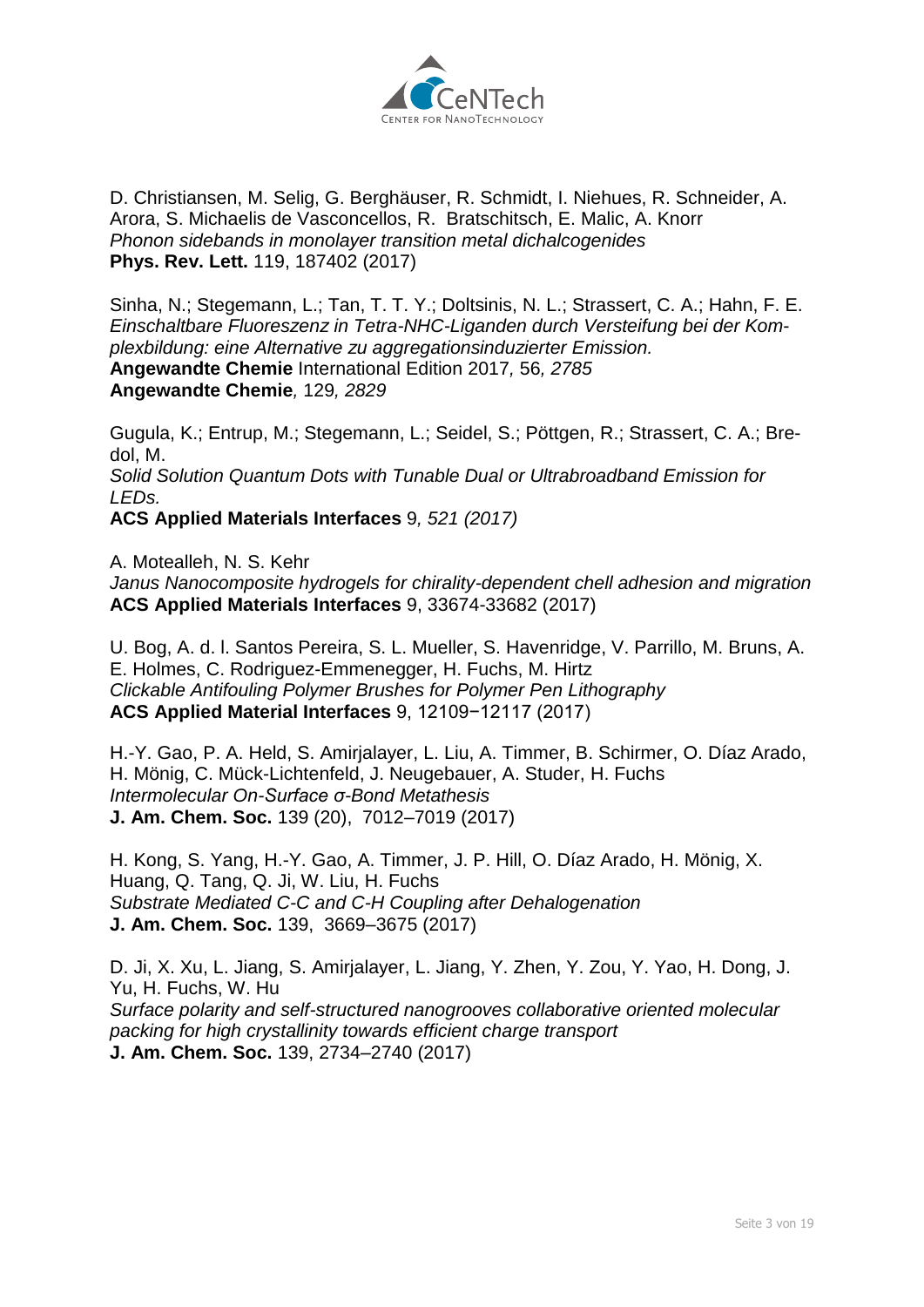D. Christiansen, M. Selig, G. Berghäuser, R. Schmidt, I. Niehues, R. Schneider, A. Arora, S. Michaelis de Vasconcellos, R. Bratschitsch, E. Malic, A. Knorr
*Phonon sidebands in monolayer transition metal dichalcogenides*
**Phys. Rev. Lett.** 119, 187402 (2017)

Sinha, N.; Stegemann, L.; Tan, T. T. Y.; Doltsinis, N. L.; Strassert, C. A.; Hahn, F. E.
*Einschaltbare Fluoreszenz in Tetra-NHC-Liganden durch Versteifung bei der Komplexbildung: eine Alternative zu aggregationsinduzierter Emission.*
**Angewandte Chemie** International Edition 2017*,* 56*, 2785*
**Angewandte Chemie***,* 129*, 2829*

Gugula, K.; Entrup, M.; Stegemann, L.; Seidel, S.; Pöttgen, R.; Strassert, C. A.; Bredol, M.
*Solid Solution Quantum Dots with Tunable Dual or Ultrabroadband Emission for LEDs.*
**ACS Applied Materials Interfaces** 9*, 521 (2017)*

A. Motealleh, N. S. Kehr
*Janus Nanocomposite hydrogels for chirality-dependent chell adhesion and migration*
**ACS Applied Materials Interfaces** 9, 33674-33682 (2017)

U. Bog, A. d. l. Santos Pereira, S. L. Mueller, S. Havenridge, V. Parrillo, M. Bruns, A. E. Holmes, C. Rodriguez-Emmenegger, H. Fuchs, M. Hirtz
*Clickable Antifouling Polymer Brushes for Polymer Pen Lithography*
**ACS Applied Material Interfaces** 9, 12109−12117 (2017)

H.-Y. Gao, P. A. Held, S. Amirjalayer, L. Liu, A. Timmer, B. Schirmer, O. Díaz Arado, H. Mönig, C. Mück-Lichtenfeld, J. Neugebauer, A. Studer, H. Fuchs
*Intermolecular On-Surface σ-Bond Metathesis*
**J. Am. Chem. Soc.** 139 (20), 7012–7019 (2017)

H. Kong, S. Yang, H.-Y. Gao, A. Timmer, J. P. Hill, O. Díaz Arado, H. Mönig, X. Huang, Q. Tang, Q. Ji, W. Liu, H. Fuchs
*Substrate Mediated C-C and C-H Coupling after Dehalogenation*
**J. Am. Chem. Soc.** 139, 3669–3675 (2017)

D. Ji, X. Xu, L. Jiang, S. Amirjalayer, L. Jiang, Y. Zhen, Y. Zou, Y. Yao, H. Dong, J. Yu, H. Fuchs, W. Hu
*Surface polarity and self-structured nanogrooves collaborative oriented molecular packing for high crystallinity towards efficient charge transport*
**J. Am. Chem. Soc.** 139, 2734–2740 (2017)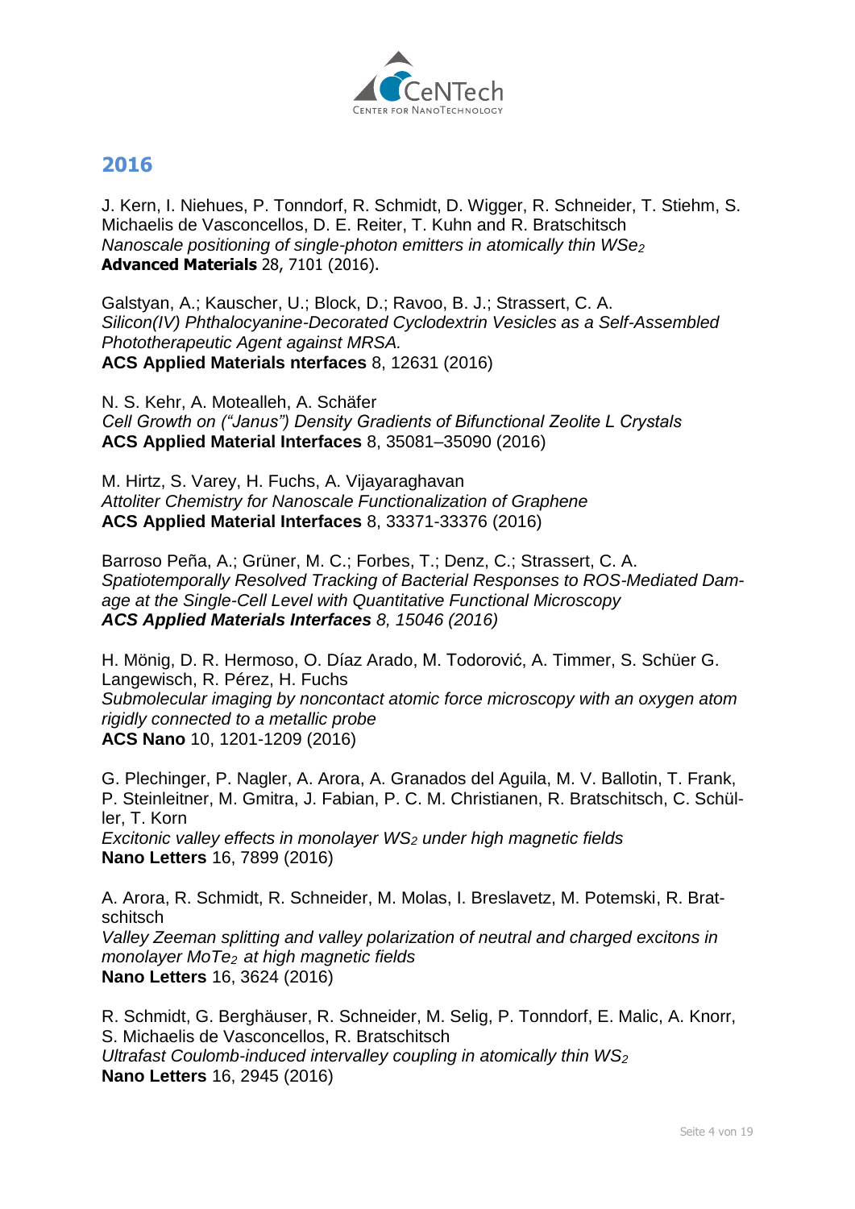## 2016

J. Kern, I. Niehues, P. Tonndorf, R. Schmidt, D. Wigger, R. Schneider, T. Stiehm, S. Michaelis de Vasconcellos, D. E. Reiter, T. Kuhn and R. Bratschitsch
*Nanoscale positioning of single-photon emitters in atomically thin $WSe_2$*
**Advanced Materials** 28, 7101 (2016).

Galstyan, A.; Kauscher, U.; Block, D.; Ravoo, B. J.; Strassert, C. A.
*Silicon(IV) Phthalocyanine-Decorated Cyclodextrin Vesicles as a Self-Assembled Phototherapeutic Agent against MRSA.*
**ACS Applied Materials nterfaces** 8, 12631 (2016)

N. S. Kehr, A. Motealleh, A. Schäfer
*Cell Growth on ("Janus") Density Gradients of Bifunctional Zeolite L Crystals*
**ACS Applied Material Interfaces** 8, 35081–35090 (2016)

M. Hirtz, S. Varey, H. Fuchs, A. Vijayaraghavan
*Attoliter Chemistry for Nanoscale Functionalization of Graphene*
**ACS Applied Material Interfaces** 8, 33371-33376 (2016)

Barroso Peña, A.; Grüner, M. C.; Forbes, T.; Denz, C.; Strassert, C. A.
*Spatiotemporally Resolved Tracking of Bacterial Responses to ROS-Mediated Damage at the Single-Cell Level with Quantitative Functional Microscopy*
***ACS Applied Materials Interfaces*** *8, 15046 (2016)*

H. Mönig, D. R. Hermoso, O. Díaz Arado, M. Todorović, A. Timmer, S. Schüer G. Langewisch, R. Pérez, H. Fuchs
*Submolecular imaging by noncontact atomic force microscopy with an oxygen atom rigidly connected to a metallic probe*
**ACS Nano** 10, 1201-1209 (2016)

G. Plechinger, P. Nagler, A. Arora, A. Granados del Aguila, M. V. Ballotin, T. Frank, P. Steinleitner, M. Gmitra, J. Fabian, P. C. M. Christianen, R. Bratschitsch, C. Schüller, T. Korn
*Excitonic valley effects in monolayer $WS_2$ under high magnetic fields*
**Nano Letters** 16, 7899 (2016)

A. Arora, R. Schmidt, R. Schneider, M. Molas, I. Breslavetz, M. Potemski, R. Bratschitsch
*Valley Zeeman splitting and valley polarization of neutral and charged excitons in monolayer $MoTe_2$ at high magnetic fields*
**Nano Letters** 16, 3624 (2016)

R. Schmidt, G. Berghäuser, R. Schneider, M. Selig, P. Tonndorf, E. Malic, A. Knorr, S. Michaelis de Vasconcellos, R. Bratschitsch
*Ultrafast Coulomb-induced intervalley coupling in atomically thin $WS_2$*
**Nano Letters** 16, 2945 (2016)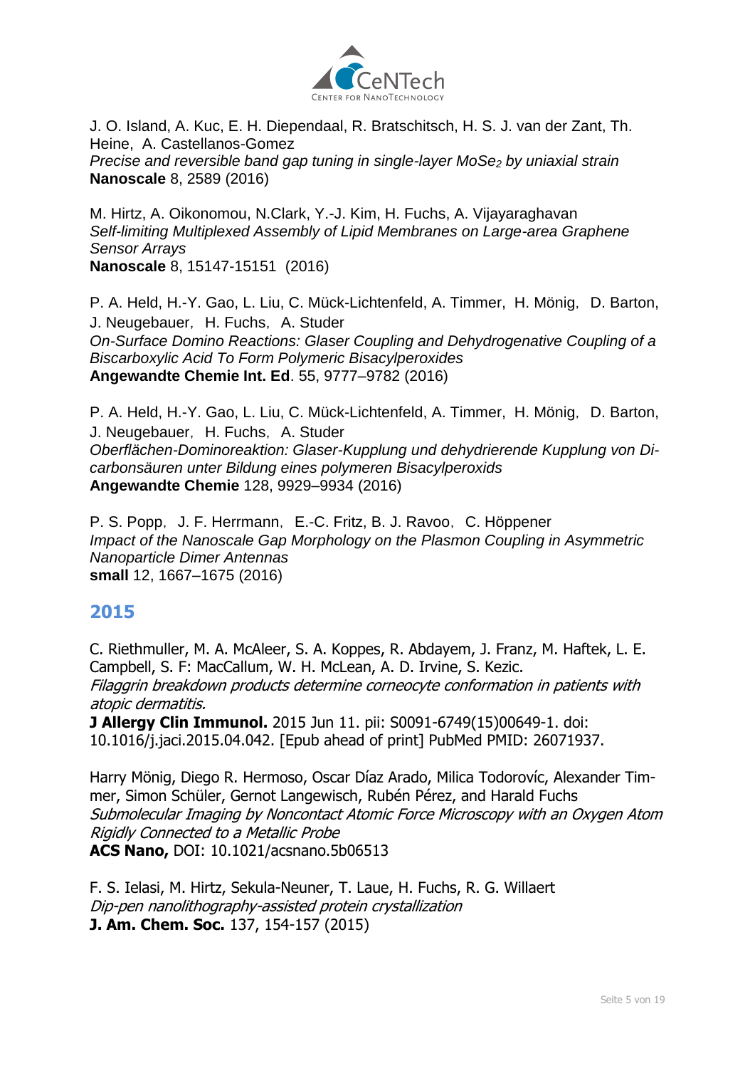J. O. Island, A. Kuc, E. H. Diependaal, R. Bratschitsch, H. S. J. van der Zant, Th. Heine, A. Castellanos-Gomez
*Precise and reversible band gap tuning in single-layer $MoSe_2$ by uniaxial strain*
**Nanoscale** 8, 2589 (2016)

M. Hirtz, A. Oikonomou, N.Clark, Y.-J. Kim, H. Fuchs, A. Vijayaraghavan
*Self-limiting Multiplexed Assembly of Lipid Membranes on Large-area Graphene Sensor Arrays*
**Nanoscale** 8, 15147-15151 (2016)

P. A. Held, H.-Y. Gao, L. Liu, C. Mück-Lichtenfeld, A. Timmer, H. Mönig, D. Barton, J. Neugebauer, H. Fuchs, A. Studer
*On-Surface Domino Reactions: Glaser Coupling and Dehydrogenative Coupling of a Biscarboxylic Acid To Form Polymeric Bisacylperoxides*
**Angewandte Chemie Int. Ed**. 55, 9777–9782 (2016)

P. A. Held, H.-Y. Gao, L. Liu, C. Mück-Lichtenfeld, A. Timmer, H. Mönig, D. Barton, J. Neugebauer, H. Fuchs, A. Studer
*Oberflächen-Dominoreaktion: Glaser-Kupplung und dehydrierende Kupplung von Dicarbonsäuren unter Bildung eines polymeren Bisacylperoxids*
**Angewandte Chemie** 128, 9929–9934 (2016)

P. S. Popp, J. F. Herrmann, E.-C. Fritz, B. J. Ravoo, C. Höppener
*Impact of the Nanoscale Gap Morphology on the Plasmon Coupling in Asymmetric Nanoparticle Dimer Antennas*
**small** 12, 1667–1675 (2016)

## 2015

C. Riethmuller, M. A. McAleer, S. A. Koppes, R. Abdayem, J. Franz, M. Haftek, L. E. Campbell, S. F: MacCallum, W. H. McLean, A. D. Irvine, S. Kezic.
*Filaggrin breakdown products determine corneocyte conformation in patients with atopic dermatitis.*
**J Allergy Clin Immunol.** 2015 Jun 11. pii: S0091-6749(15)00649-1. doi: 10.1016/j.jaci.2015.04.042. [Epub ahead of print] PubMed PMID: 26071937.

Harry Mönig, Diego R. Hermoso, Oscar Díaz Arado, Milica Todorovíc, Alexander Timmer, Simon Schüler, Gernot Langewisch, Rubén Pérez, and Harald Fuchs
*Submolecular Imaging by Noncontact Atomic Force Microscopy with an Oxygen Atom Rigidly Connected to a Metallic Probe*
**ACS Nano,** DOI: 10.1021/acsnano.5b06513

F. S. Ielasi, M. Hirtz, Sekula-Neuner, T. Laue, H. Fuchs, R. G. Willaert
*Dip-pen nanolithography-assisted protein crystallization*
**J. Am. Chem. Soc.** 137, 154-157 (2015)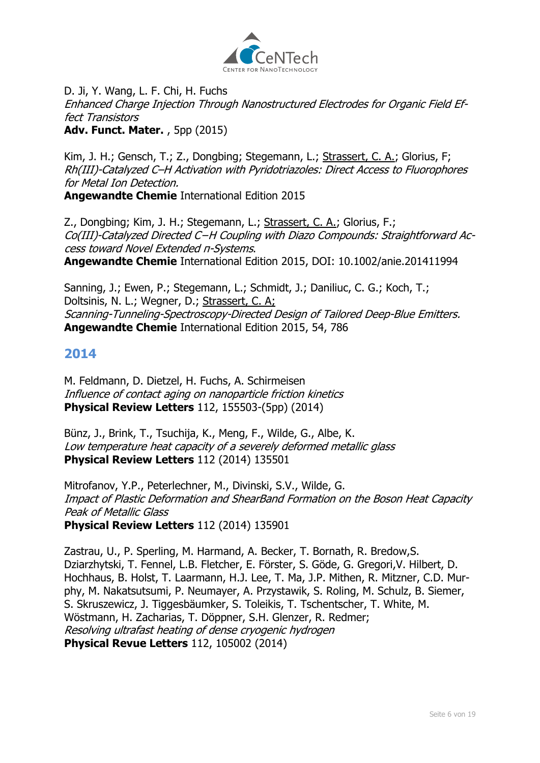D. Ji, Y. Wang, L. F. Chi, H. Fuchs
*Enhanced Charge Injection Through Nanostructured Electrodes for Organic Field Effect Transistors*
**Adv. Funct. Mater.** , 5pp (2015)

Kim, J. H.; Gensch, T.; Z., Dongbing; Stegemann, L.; Strassert, C. A.; Glorius, F;
*Rh(III)-Catalyzed C–H Activation with Pyridotriazoles: Direct Access to Fluorophores for Metal Ion Detection.*
**Angewandte Chemie** International Edition 2015

Z., Dongbing; Kim, J. H.; Stegemann, L.; Strassert, C. A.; Glorius, F.;
*Co(III)-Catalyzed Directed C–H Coupling with Diazo Compounds: Straightforward Access toward Novel Extended π-Systems.*
**Angewandte Chemie** International Edition 2015, DOI: 10.1002/anie.201411994

Sanning, J.; Ewen, P.; Stegemann, L.; Schmidt, J.; Daniliuc, C. G.; Koch, T.; Doltsinis, N. L.; Wegner, D.; Strassert, C. A;
*Scanning-Tunneling-Spectroscopy-Directed Design of Tailored Deep-Blue Emitters.*
**Angewandte Chemie** International Edition 2015, 54, 786

## 2014

M. Feldmann, D. Dietzel, H. Fuchs, A. Schirmeisen
*Influence of contact aging on nanoparticle friction kinetics*
**Physical Review Letters** 112, 155503-(5pp) (2014)

Bünz, J., Brink, T., Tsuchija, K., Meng, F., Wilde, G., Albe, K.
*Low temperature heat capacity of a severely deformed metallic glass*
**Physical Review Letters** 112 (2014) 135501

Mitrofanov, Y.P., Peterlechner, M., Divinski, S.V., Wilde, G.
*Impact of Plastic Deformation and ShearBand Formation on the Boson Heat Capacity Peak of Metallic Glass*
**Physical Review Letters** 112 (2014) 135901

Zastrau, U., P. Sperling, M. Harmand, A. Becker, T. Bornath, R. Bredow,S. Dziarzhytski, T. Fennel, L.B. Fletcher, E. Förster, S. Göde, G. Gregori,V. Hilbert, D. Hochhaus, B. Holst, T. Laarmann, H.J. Lee, T. Ma, J.P. Mithen, R. Mitzner, C.D. Murphy, M. Nakatsutsumi, P. Neumayer, A. Przystawik, S. Roling, M. Schulz, B. Siemer, S. Skruszewicz, J. Tiggesbäumker, S. Toleikis, T. Tschentscher, T. White, M. Wöstmann, H. Zacharias, T. Döppner, S.H. Glenzer, R. Redmer;
*Resolving ultrafast heating of dense cryogenic hydrogen*
**Physical Revue Letters** 112, 105002 (2014)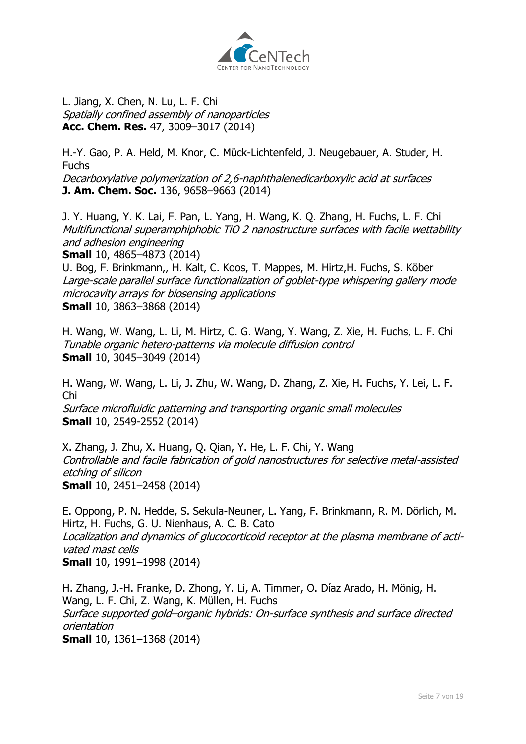L. Jiang, X. Chen, N. Lu, L. F. Chi
*Spatially confined assembly of nanoparticles*
**Acc. Chem. Res.** 47, 3009–3017 (2014)

H.-Y. Gao, P. A. Held, M. Knor, C. Mück-Lichtenfeld, J. Neugebauer, A. Studer, H. Fuchs
*Decarboxylative polymerization of 2,6-naphthalenedicarboxylic acid at surfaces*
**J. Am. Chem. Soc.** 136, 9658–9663 (2014)

J. Y. Huang, Y. K. Lai, F. Pan, L. Yang, H. Wang, K. Q. Zhang, H. Fuchs, L. F. Chi
*Multifunctional superamphiphobic TiO 2 nanostructure surfaces with facile wettability and adhesion engineering*
**Small** 10, 4865–4873 (2014)
U. Bog, F. Brinkmann,, H. Kalt, C. Koos, T. Mappes, M. Hirtz,H. Fuchs, S. Köber
*Large-scale parallel surface functionalization of goblet-type whispering gallery mode microcavity arrays for biosensing applications*
**Small** 10, 3863–3868 (2014)

H. Wang, W. Wang, L. Li, M. Hirtz, C. G. Wang, Y. Wang, Z. Xie, H. Fuchs, L. F. Chi
*Tunable organic hetero-patterns via molecule diffusion control*
**Small** 10, 3045–3049 (2014)

H. Wang, W. Wang, L. Li, J. Zhu, W. Wang, D. Zhang, Z. Xie, H. Fuchs, Y. Lei, L. F. Chi
*Surface microfluidic patterning and transporting organic small molecules*
**Small** 10, 2549-2552 (2014)

X. Zhang, J. Zhu, X. Huang, Q. Qian, Y. He, L. F. Chi, Y. Wang
*Controllable and facile fabrication of gold nanostructures for selective metal-assisted etching of silicon*
**Small** 10, 2451–2458 (2014)

E. Oppong, P. N. Hedde, S. Sekula-Neuner, L. Yang, F. Brinkmann, R. M. Dörlich, M. Hirtz, H. Fuchs, G. U. Nienhaus, A. C. B. Cato
*Localization and dynamics of glucocorticoid receptor at the plasma membrane of activated mast cells*
**Small** 10, 1991–1998 (2014)

H. Zhang, J.-H. Franke, D. Zhong, Y. Li, A. Timmer, O. Díaz Arado, H. Mönig, H. Wang, L. F. Chi, Z. Wang, K. Müllen, H. Fuchs
*Surface supported gold–organic hybrids: On-surface synthesis and surface directed orientation*
**Small** 10, 1361–1368 (2014)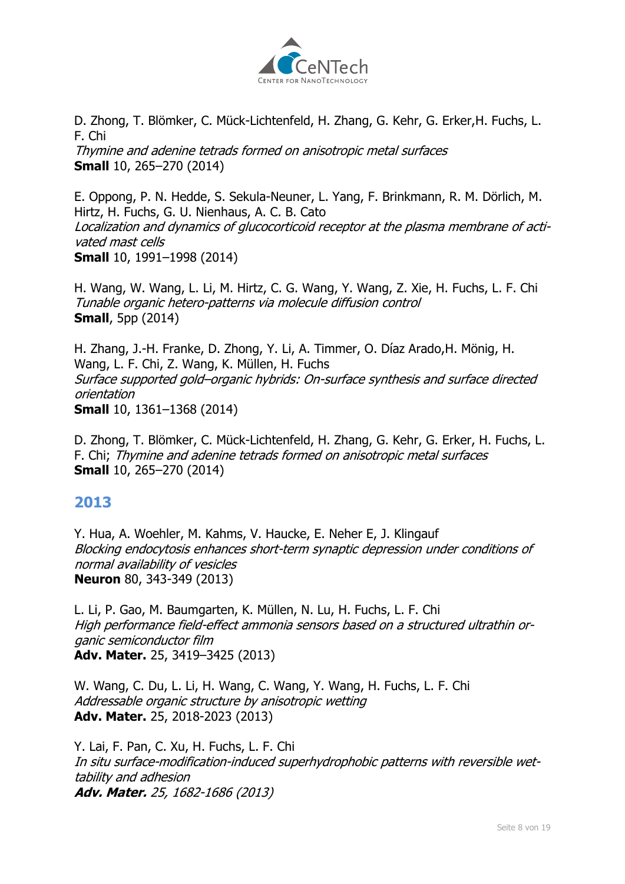D. Zhong, T. Blömker, C. Mück-Lichtenfeld, H. Zhang, G. Kehr, G. Erker,H. Fuchs, L. F. Chi
*Thymine and adenine tetrads formed on anisotropic metal surfaces*
**Small** 10, 265–270 (2014)

E. Oppong, P. N. Hedde, S. Sekula-Neuner, L. Yang, F. Brinkmann, R. M. Dörlich, M. Hirtz, H. Fuchs, G. U. Nienhaus, A. C. B. Cato
*Localization and dynamics of glucocorticoid receptor at the plasma membrane of activated mast cells*
**Small** 10, 1991–1998 (2014)

H. Wang, W. Wang, L. Li, M. Hirtz, C. G. Wang, Y. Wang, Z. Xie, H. Fuchs, L. F. Chi
*Tunable organic hetero-patterns via molecule diffusion control*
**Small**, 5pp (2014)

H. Zhang, J.-H. Franke, D. Zhong, Y. Li, A. Timmer, O. Díaz Arado,H. Mönig, H. Wang, L. F. Chi, Z. Wang, K. Müllen, H. Fuchs
*Surface supported gold–organic hybrids: On-surface synthesis and surface directed orientation*
**Small** 10, 1361–1368 (2014)

D. Zhong, T. Blömker, C. Mück-Lichtenfeld, H. Zhang, G. Kehr, G. Erker, H. Fuchs, L. F. Chi; *Thymine and adenine tetrads formed on anisotropic metal surfaces*
**Small** 10, 265–270 (2014)

## 2013

Y. Hua, A. Woehler, M. Kahms, V. Haucke, E. Neher E, J. Klingauf
*Blocking endocytosis enhances short-term synaptic depression under conditions of normal availability of vesicles*
**Neuron** 80, 343-349 (2013)

L. Li, P. Gao, M. Baumgarten, K. Müllen, N. Lu, H. Fuchs, L. F. Chi
*High performance field-effect ammonia sensors based on a structured ultrathin organic semiconductor film*
**Adv. Mater.** 25, 3419–3425 (2013)

W. Wang, C. Du, L. Li, H. Wang, C. Wang, Y. Wang, H. Fuchs, L. F. Chi
*Addressable organic structure by anisotropic wetting*
**Adv. Mater.** 25, 2018-2023 (2013)

Y. Lai, F. Pan, C. Xu, H. Fuchs, L. F. Chi
*In situ surface-modification-induced superhydrophobic patterns with reversible wettability and adhesion*
***Adv. Mater.*** *25, 1682-1686 (2013)*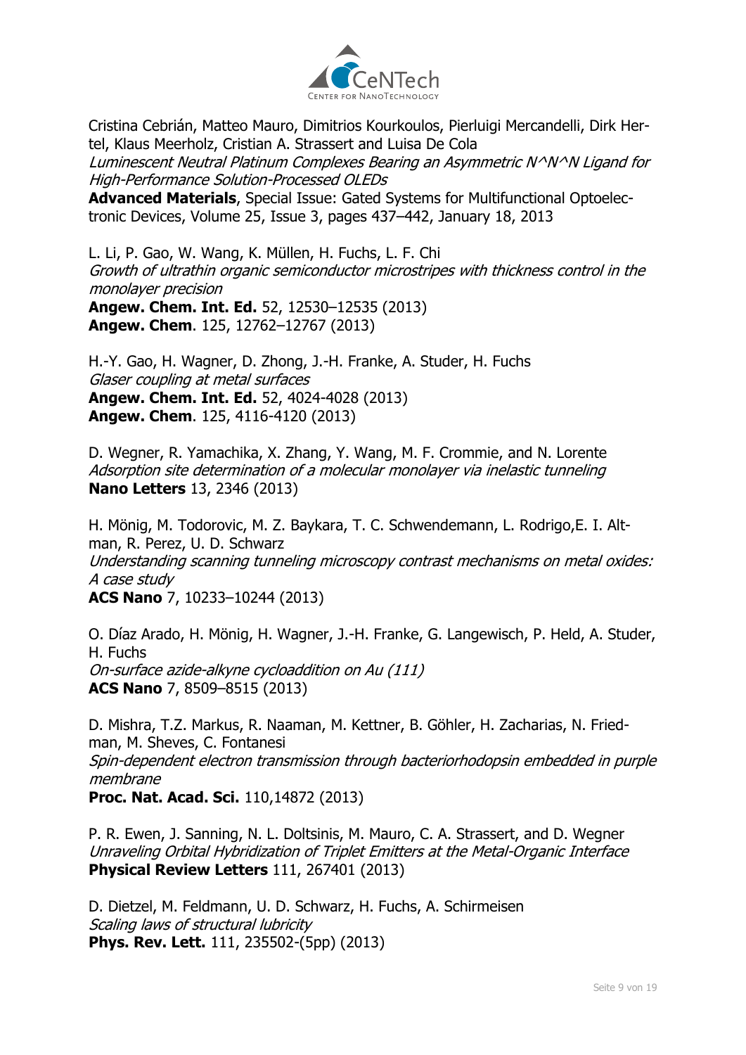Cristina Cebrián, Matteo Mauro, Dimitrios Kourkoulos, Pierluigi Mercandelli, Dirk Hertel, Klaus Meerholz, Cristian A. Strassert and Luisa De Cola
*Luminescent Neutral Platinum Complexes Bearing an Asymmetric N^N^N Ligand for High-Performance Solution-Processed OLEDs*
**Advanced Materials**, Special Issue: Gated Systems for Multifunctional Optoelectronic Devices, Volume 25, Issue 3, pages 437–442, January 18, 2013

L. Li, P. Gao, W. Wang, K. Müllen, H. Fuchs, L. F. Chi
*Growth of ultrathin organic semiconductor microstripes with thickness control in the monolayer precision*
**Angew. Chem. Int. Ed.** 52, 12530–12535 (2013)
**Angew. Chem**. 125, 12762–12767 (2013)

H.-Y. Gao, H. Wagner, D. Zhong, J.-H. Franke, A. Studer, H. Fuchs
*Glaser coupling at metal surfaces*
**Angew. Chem. Int. Ed.** 52, 4024-4028 (2013)
**Angew. Chem**. 125, 4116-4120 (2013)

D. Wegner, R. Yamachika, X. Zhang, Y. Wang, M. F. Crommie, and N. Lorente
*Adsorption site determination of a molecular monolayer via inelastic tunneling*
**Nano Letters** 13, 2346 (2013)

H. Mönig, M. Todorovic, M. Z. Baykara, T. C. Schwendemann, L. Rodrigo,E. I. Altman, R. Perez, U. D. Schwarz
*Understanding scanning tunneling microscopy contrast mechanisms on metal oxides: A case study*
**ACS Nano** 7, 10233–10244 (2013)

O. Díaz Arado, H. Mönig, H. Wagner, J.-H. Franke, G. Langewisch, P. Held, A. Studer, H. Fuchs
*On-surface azide-alkyne cycloaddition on Au (111)*
**ACS Nano** 7, 8509–8515 (2013)

D. Mishra, T.Z. Markus, R. Naaman, M. Kettner, B. Göhler, H. Zacharias, N. Friedman, M. Sheves, C. Fontanesi
*Spin-dependent electron transmission through bacteriorhodopsin embedded in purple membrane*
**Proc. Nat. Acad. Sci.** 110,14872 (2013)

P. R. Ewen, J. Sanning, N. L. Doltsinis, M. Mauro, C. A. Strassert, and D. Wegner
*Unraveling Orbital Hybridization of Triplet Emitters at the Metal-Organic Interface*
**Physical Review Letters** 111, 267401 (2013)

D. Dietzel, M. Feldmann, U. D. Schwarz, H. Fuchs, A. Schirmeisen
*Scaling laws of structural lubricity*
**Phys. Rev. Lett.** 111, 235502-(5pp) (2013)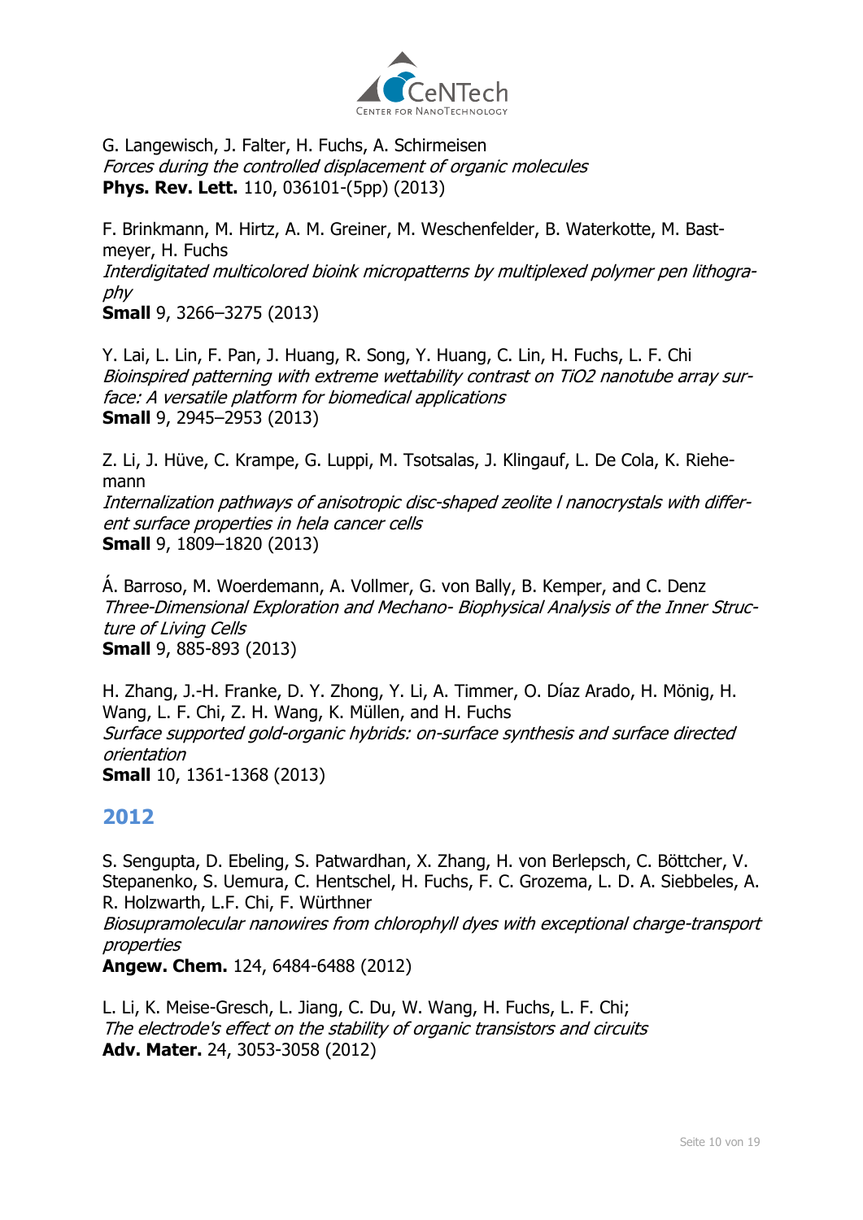G. Langewisch, J. Falter, H. Fuchs, A. Schirmeisen
*Forces during the controlled displacement of organic molecules*
**Phys. Rev. Lett.** 110, 036101-(5pp) (2013)

F. Brinkmann, M. Hirtz, A. M. Greiner, M. Weschenfelder, B. Waterkotte, M. Bastmeyer, H. Fuchs
*Interdigitated multicolored bioink micropatterns by multiplexed polymer pen lithography*
**Small** 9, 3266–3275 (2013)

Y. Lai, L. Lin, F. Pan, J. Huang, R. Song, Y. Huang, C. Lin, H. Fuchs, L. F. Chi
*Bioinspired patterning with extreme wettability contrast on TiO2 nanotube array surface: A versatile platform for biomedical applications*
**Small** 9, 2945–2953 (2013)

Z. Li, J. Hüve, C. Krampe, G. Luppi, M. Tsotsalas, J. Klingauf, L. De Cola, K. Riehemann
*Internalization pathways of anisotropic disc-shaped zeolite l nanocrystals with different surface properties in hela cancer cells*
**Small** 9, 1809–1820 (2013)

Á. Barroso, M. Woerdemann, A. Vollmer, G. von Bally, B. Kemper, and C. Denz
*Three-Dimensional Exploration and Mechano- Biophysical Analysis of the Inner Structure of Living Cells*
**Small** 9, 885-893 (2013)

H. Zhang, J.-H. Franke, D. Y. Zhong, Y. Li, A. Timmer, O. Díaz Arado, H. Mönig, H. Wang, L. F. Chi, Z. H. Wang, K. Müllen, and H. Fuchs
*Surface supported gold-organic hybrids: on-surface synthesis and surface directed orientation*
**Small** 10, 1361-1368 (2013)

## 2012

S. Sengupta, D. Ebeling, S. Patwardhan, X. Zhang, H. von Berlepsch, C. Böttcher, V. Stepanenko, S. Uemura, C. Hentschel, H. Fuchs, F. C. Grozema, L. D. A. Siebbeles, A. R. Holzwarth, L.F. Chi, F. Würthner
*Biosupramolecular nanowires from chlorophyll dyes with exceptional charge-transport properties*
**Angew. Chem.** 124, 6484-6488 (2012)

L. Li, K. Meise-Gresch, L. Jiang, C. Du, W. Wang, H. Fuchs, L. F. Chi;
*The electrode's effect on the stability of organic transistors and circuits*
**Adv. Mater.** 24, 3053-3058 (2012)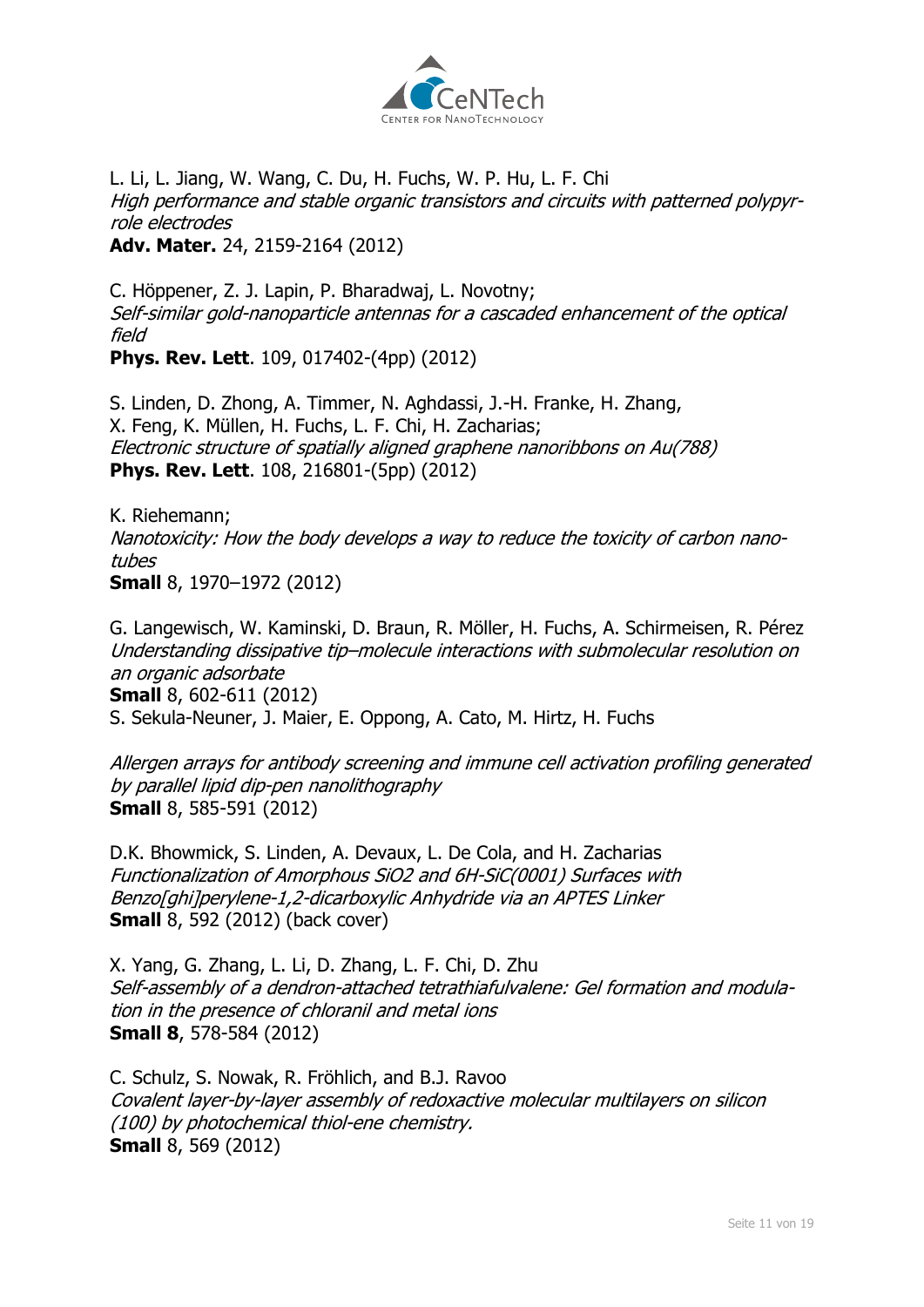L. Li, L. Jiang, W. Wang, C. Du, H. Fuchs, W. P. Hu, L. F. Chi
*High performance and stable organic transistors and circuits with patterned polypyrrole electrodes*
**Adv. Mater.** 24, 2159-2164 (2012)

C. Höppener, Z. J. Lapin, P. Bharadwaj, L. Novotny;
*Self-similar gold-nanoparticle antennas for a cascaded enhancement of the optical field*
**Phys. Rev. Lett**. 109, 017402-(4pp) (2012)

S. Linden, D. Zhong, A. Timmer, N. Aghdassi, J.-H. Franke, H. Zhang, X. Feng, K. Müllen, H. Fuchs, L. F. Chi, H. Zacharias;
*Electronic structure of spatially aligned graphene nanoribbons on Au(788)*
**Phys. Rev. Lett**. 108, 216801-(5pp) (2012)

K. Riehemann;
*Nanotoxicity: How the body develops a way to reduce the toxicity of carbon nanotubes*
**Small** 8, 1970–1972 (2012)

G. Langewisch, W. Kaminski, D. Braun, R. Möller, H. Fuchs, A. Schirmeisen, R. Pérez
*Understanding dissipative tip–molecule interactions with submolecular resolution on an organic adsorbate*
**Small** 8, 602-611 (2012)

S. Sekula-Neuner, J. Maier, E. Oppong, A. Cato, M. Hirtz, H. Fuchs
*Allergen arrays for antibody screening and immune cell activation profiling generated by parallel lipid dip-pen nanolithography*
**Small** 8, 585-591 (2012)

D.K. Bhowmick, S. Linden, A. Devaux, L. De Cola, and H. Zacharias
*Functionalization of Amorphous SiO2 and 6H-SiC(0001) Surfaces with Benzo[ghi]perylene-1,2-dicarboxylic Anhydride via an APTES Linker*
**Small** 8, 592 (2012) (back cover)

X. Yang, G. Zhang, L. Li, D. Zhang, L. F. Chi, D. Zhu
*Self-assembly of a dendron-attached tetrathiafulvalene: Gel formation and modulation in the presence of chloranil and metal ions*
**Small 8**, 578-584 (2012)

C. Schulz, S. Nowak, R. Fröhlich, and B.J. Ravoo
*Covalent layer-by-layer assembly of redoxactive molecular multilayers on silicon (100) by photochemical thiol-ene chemistry.*
**Small** 8, 569 (2012)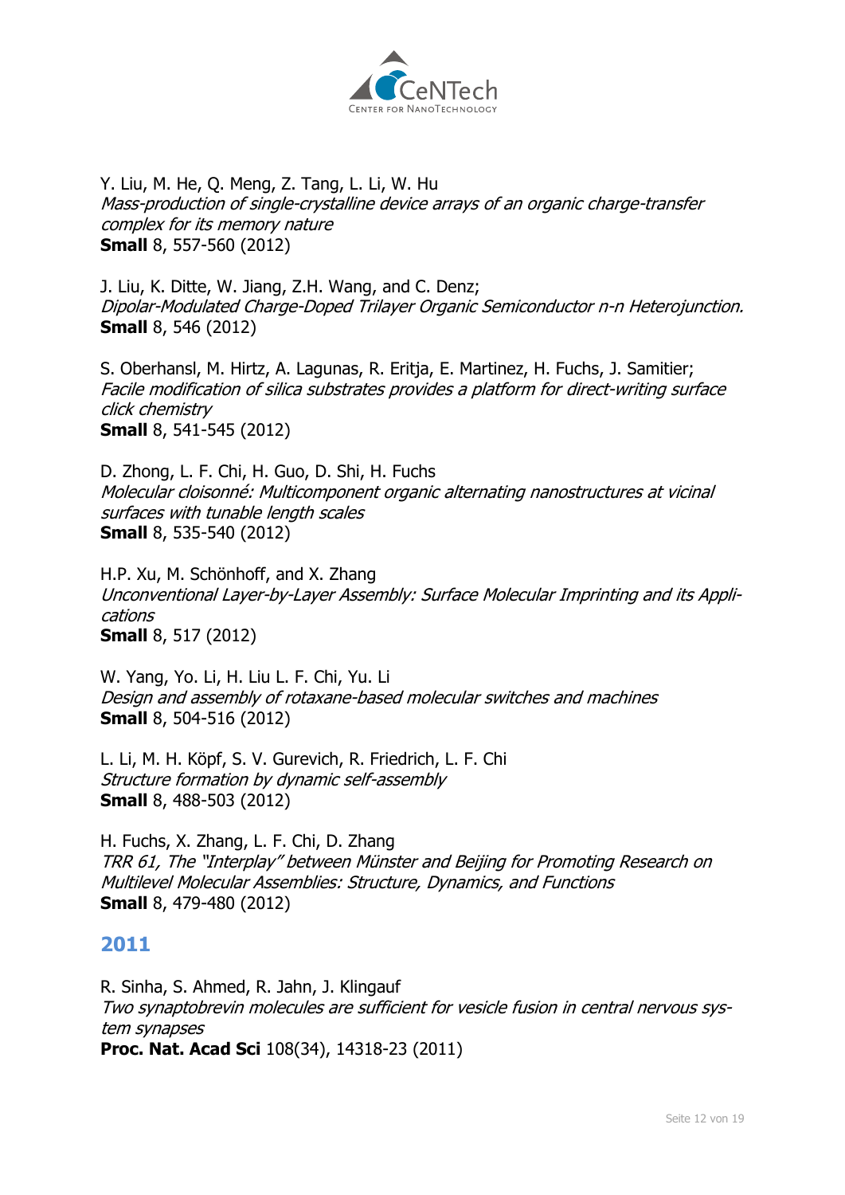Y. Liu, M. He, Q. Meng, Z. Tang, L. Li, W. Hu
*Mass-production of single-crystalline device arrays of an organic charge-transfer complex for its memory nature*
**Small** 8, 557-560 (2012)

J. Liu, K. Ditte, W. Jiang, Z.H. Wang, and C. Denz;
*Dipolar-Modulated Charge-Doped Trilayer Organic Semiconductor n-n Heterojunction.*
**Small** 8, 546 (2012)

S. Oberhansl, M. Hirtz, A. Lagunas, R. Eritja, E. Martinez, H. Fuchs, J. Samitier;
*Facile modification of silica substrates provides a platform for direct-writing surface click chemistry*
**Small** 8, 541-545 (2012)

D. Zhong, L. F. Chi, H. Guo, D. Shi, H. Fuchs
*Molecular cloisonné: Multicomponent organic alternating nanostructures at vicinal surfaces with tunable length scales*
**Small** 8, 535-540 (2012)

H.P. Xu, M. Schönhoff, and X. Zhang
*Unconventional Layer-by-Layer Assembly: Surface Molecular Imprinting and its Applications*
**Small** 8, 517 (2012)

W. Yang, Yo. Li, H. Liu L. F. Chi, Yu. Li
*Design and assembly of rotaxane-based molecular switches and machines*
**Small** 8, 504-516 (2012)

L. Li, M. H. Köpf, S. V. Gurevich, R. Friedrich, L. F. Chi
*Structure formation by dynamic self-assembly*
**Small** 8, 488-503 (2012)

H. Fuchs, X. Zhang, L. F. Chi, D. Zhang
*TRR 61, The "Interplay" between Münster and Beijing for Promoting Research on Multilevel Molecular Assemblies: Structure, Dynamics, and Functions*
**Small** 8, 479-480 (2012)

## 2011

R. Sinha, S. Ahmed, R. Jahn, J. Klingauf
*Two synaptobrevin molecules are sufficient for vesicle fusion in central nervous system synapses*
**Proc. Nat. Acad Sci** 108(34), 14318-23 (2011)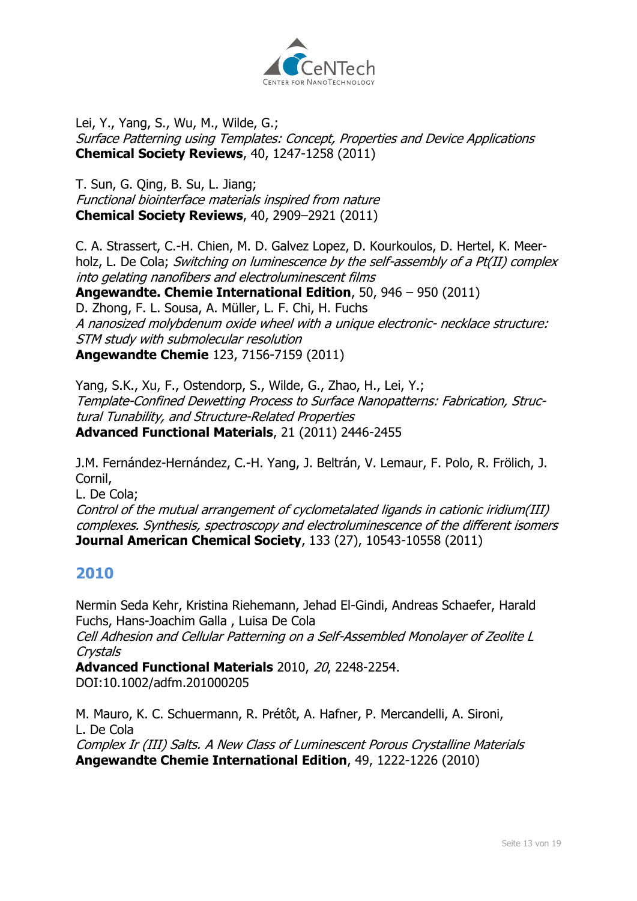Lei, Y., Yang, S., Wu, M., Wilde, G.;
*Surface Patterning using Templates: Concept, Properties and Device Applications*
**Chemical Society Reviews**, 40, 1247-1258 (2011)

T. Sun, G. Qing, B. Su, L. Jiang;
*Functional biointerface materials inspired from nature*
**Chemical Society Reviews**, 40, 2909–2921 (2011)

C. A. Strassert, C.-H. Chien, M. D. Galvez Lopez, D. Kourkoulos, D. Hertel, K. Meerholz, L. De Cola; *Switching on luminescence by the self-assembly of a Pt(II) complex into gelating nanofibers and electroluminescent films*
**Angewandte. Chemie International Edition**, 50, 946 – 950 (2011)
D. Zhong, F. L. Sousa, A. Müller, L. F. Chi, H. Fuchs
*A nanosized molybdenum oxide wheel with a unique electronic- necklace structure: STM study with submolecular resolution*
**Angewandte Chemie** 123, 7156-7159 (2011)

Yang, S.K., Xu, F., Ostendorp, S., Wilde, G., Zhao, H., Lei, Y.;
*Template-Confined Dewetting Process to Surface Nanopatterns: Fabrication, Structural Tunability, and Structure-Related Properties*
**Advanced Functional Materials**, 21 (2011) 2446-2455

J.M. Fernández-Hernández, C.-H. Yang, J. Beltrán, V. Lemaur, F. Polo, R. Frölich, J. Cornil,
L. De Cola;
*Control of the mutual arrangement of cyclometalated ligands in cationic iridium(III) complexes. Synthesis, spectroscopy and electroluminescence of the different isomers*
**Journal American Chemical Society**, 133 (27), 10543-10558 (2011)

## 2010

Nermin Seda Kehr, Kristina Riehemann, Jehad El-Gindi, Andreas Schaefer, Harald Fuchs, Hans-Joachim Galla , Luisa De Cola
*Cell Adhesion and Cellular Patterning on a Self-Assembled Monolayer of Zeolite L Crystals*
**Advanced Functional Materials** 2010, *20*, 2248-2254.
DOI:10.1002/adfm.201000205

M. Mauro, K. C. Schuermann, R. Prétôt, A. Hafner, P. Mercandelli, A. Sironi,
L. De Cola
*Complex Ir (III) Salts. A New Class of Luminescent Porous Crystalline Materials*
**Angewandte Chemie International Edition**, 49, 1222-1226 (2010)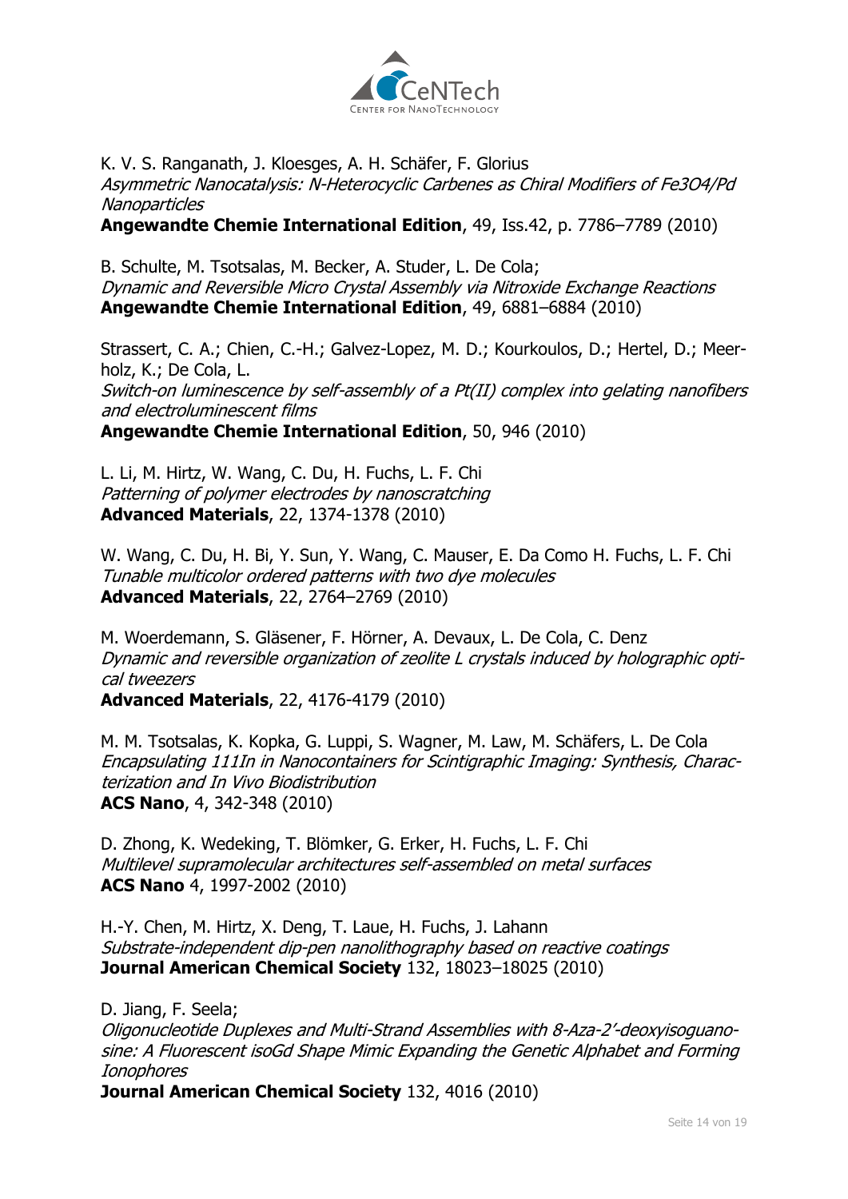K. V. S. Ranganath, J. Kloesges, A. H. Schäfer, F. Glorius
*Asymmetric Nanocatalysis: N-Heterocyclic Carbenes as Chiral Modifiers of Fe3O4/Pd Nanoparticles*
**Angewandte Chemie International Edition**, 49, Iss.42, p. 7786–7789 (2010)

B. Schulte, M. Tsotsalas, M. Becker, A. Studer, L. De Cola;
*Dynamic and Reversible Micro Crystal Assembly via Nitroxide Exchange Reactions*
**Angewandte Chemie International Edition**, 49, 6881–6884 (2010)

Strassert, C. A.; Chien, C.-H.; Galvez-Lopez, M. D.; Kourkoulos, D.; Hertel, D.; Meerholz, K.; De Cola, L.
*Switch-on luminescence by self-assembly of a Pt(II) complex into gelating nanofibers and electroluminescent films*
**Angewandte Chemie International Edition**, 50, 946 (2010)

L. Li, M. Hirtz, W. Wang, C. Du, H. Fuchs, L. F. Chi
*Patterning of polymer electrodes by nanoscratching*
**Advanced Materials**, 22, 1374-1378 (2010)

W. Wang, C. Du, H. Bi, Y. Sun, Y. Wang, C. Mauser, E. Da Como H. Fuchs, L. F. Chi
*Tunable multicolor ordered patterns with two dye molecules*
**Advanced Materials**, 22, 2764–2769 (2010)

M. Woerdemann, S. Gläsener, F. Hörner, A. Devaux, L. De Cola, C. Denz
*Dynamic and reversible organization of zeolite L crystals induced by holographic optical tweezers*
**Advanced Materials**, 22, 4176-4179 (2010)

M. M. Tsotsalas, K. Kopka, G. Luppi, S. Wagner, M. Law, M. Schäfers, L. De Cola
*Encapsulating 111In in Nanocontainers for Scintigraphic Imaging: Synthesis, Characterization and In Vivo Biodistribution*
**ACS Nano**, 4, 342-348 (2010)

D. Zhong, K. Wedeking, T. Blömker, G. Erker, H. Fuchs, L. F. Chi
*Multilevel supramolecular architectures self-assembled on metal surfaces*
**ACS Nano** 4, 1997-2002 (2010)

H.-Y. Chen, M. Hirtz, X. Deng, T. Laue, H. Fuchs, J. Lahann
*Substrate-independent dip-pen nanolithography based on reactive coatings*
**Journal American Chemical Society** 132, 18023–18025 (2010)

D. Jiang, F. Seela;
*Oligonucleotide Duplexes and Multi-Strand Assemblies with 8-Aza-2'-deoxyisoguanosine: A Fluorescent isoGd Shape Mimic Expanding the Genetic Alphabet and Forming Ionophores*
**Journal American Chemical Society** 132, 4016 (2010)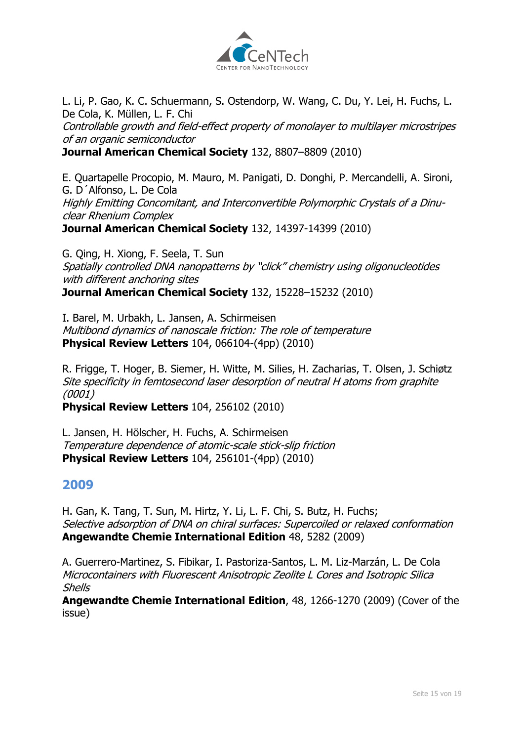L. Li, P. Gao, K. C. Schuermann, S. Ostendorp, W. Wang, C. Du, Y. Lei, H. Fuchs, L. De Cola, K. Müllen, L. F. Chi
*Controllable growth and field-effect property of monolayer to multilayer microstripes of an organic semiconductor*
**Journal American Chemical Society** 132, 8807–8809 (2010)

E. Quartapelle Procopio, M. Mauro, M. Panigati, D. Donghi, P. Mercandelli, A. Sironi, G. D´Alfonso, L. De Cola
*Highly Emitting Concomitant, and Interconvertible Polymorphic Crystals of a Dinuclear Rhenium Complex*
**Journal American Chemical Society** 132, 14397-14399 (2010)

G. Qing, H. Xiong, F. Seela, T. Sun
*Spatially controlled DNA nanopatterns by "click" chemistry using oligonucleotides with different anchoring sites*
**Journal American Chemical Society** 132, 15228–15232 (2010)

I. Barel, M. Urbakh, L. Jansen, A. Schirmeisen
*Multibond dynamics of nanoscale friction: The role of temperature*
**Physical Review Letters** 104, 066104-(4pp) (2010)

R. Frigge, T. Hoger, B. Siemer, H. Witte, M. Silies, H. Zacharias, T. Olsen, J. Schiøtz
*Site specificity in femtosecond laser desorption of neutral H atoms from graphite (0001)*
**Physical Review Letters** 104, 256102 (2010)

L. Jansen, H. Hölscher, H. Fuchs, A. Schirmeisen
*Temperature dependence of atomic-scale stick-slip friction*
**Physical Review Letters** 104, 256101-(4pp) (2010)

## 2009

H. Gan, K. Tang, T. Sun, M. Hirtz, Y. Li, L. F. Chi, S. Butz, H. Fuchs;
*Selective adsorption of DNA on chiral surfaces: Supercoiled or relaxed conformation*
**Angewandte Chemie International Edition** 48, 5282 (2009)

A. Guerrero-Martinez, S. Fibikar, I. Pastoriza-Santos, L. M. Liz-Marzán, L. De Cola
*Microcontainers with Fluorescent Anisotropic Zeolite L Cores and Isotropic Silica Shells*
**Angewandte Chemie International Edition**, 48, 1266-1270 (2009) (Cover of the issue)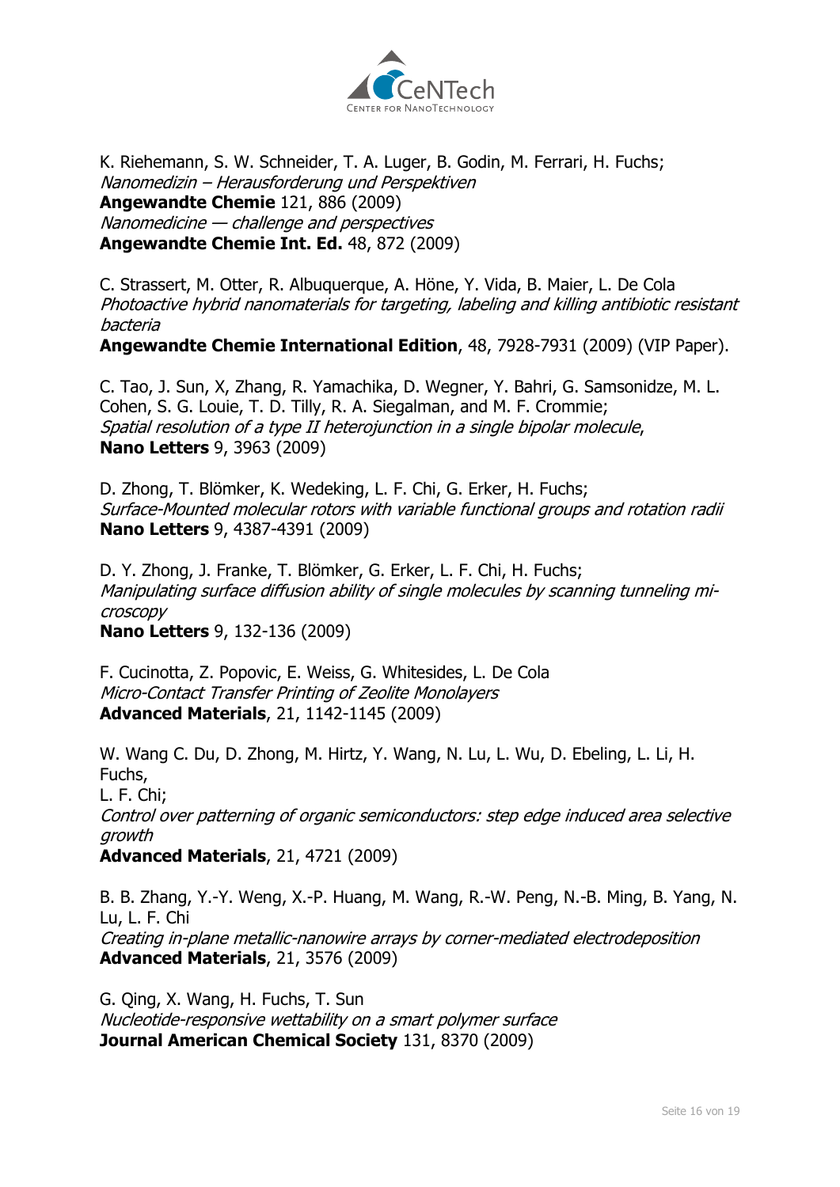K. Riehemann, S. W. Schneider, T. A. Luger, B. Godin, M. Ferrari, H. Fuchs;
*Nanomedizin – Herausforderung und Perspektiven*
**Angewandte Chemie** 121, 886 (2009)
*Nanomedicine — challenge and perspectives*
**Angewandte Chemie Int. Ed.** 48, 872 (2009)

C. Strassert, M. Otter, R. Albuquerque, A. Höne, Y. Vida, B. Maier, L. De Cola
*Photoactive hybrid nanomaterials for targeting, labeling and killing antibiotic resistant bacteria*
**Angewandte Chemie International Edition**, 48, 7928-7931 (2009) (VIP Paper).

C. Tao, J. Sun, X, Zhang, R. Yamachika, D. Wegner, Y. Bahri, G. Samsonidze, M. L. Cohen, S. G. Louie, T. D. Tilly, R. A. Siegalman, and M. F. Crommie;
*Spatial resolution of a type II heterojunction in a single bipolar molecule*,
**Nano Letters** 9, 3963 (2009)

D. Zhong, T. Blömker, K. Wedeking, L. F. Chi, G. Erker, H. Fuchs;
*Surface-Mounted molecular rotors with variable functional groups and rotation radii*
**Nano Letters** 9, 4387-4391 (2009)

D. Y. Zhong, J. Franke, T. Blömker, G. Erker, L. F. Chi, H. Fuchs;
*Manipulating surface diffusion ability of single molecules by scanning tunneling microscopy*
**Nano Letters** 9, 132-136 (2009)

F. Cucinotta, Z. Popovic, E. Weiss, G. Whitesides, L. De Cola
*Micro-Contact Transfer Printing of Zeolite Monolayers*
**Advanced Materials**, 21, 1142-1145 (2009)

W. Wang C. Du, D. Zhong, M. Hirtz, Y. Wang, N. Lu, L. Wu, D. Ebeling, L. Li, H. Fuchs,
L. F. Chi;
*Control over patterning of organic semiconductors: step edge induced area selective growth*
**Advanced Materials**, 21, 4721 (2009)

B. B. Zhang, Y.-Y. Weng, X.-P. Huang, M. Wang, R.-W. Peng, N.-B. Ming, B. Yang, N. Lu, L. F. Chi
*Creating in-plane metallic-nanowire arrays by corner-mediated electrodeposition*
**Advanced Materials**, 21, 3576 (2009)

G. Qing, X. Wang, H. Fuchs, T. Sun
*Nucleotide-responsive wettability on a smart polymer surface*
**Journal American Chemical Society** 131, 8370 (2009)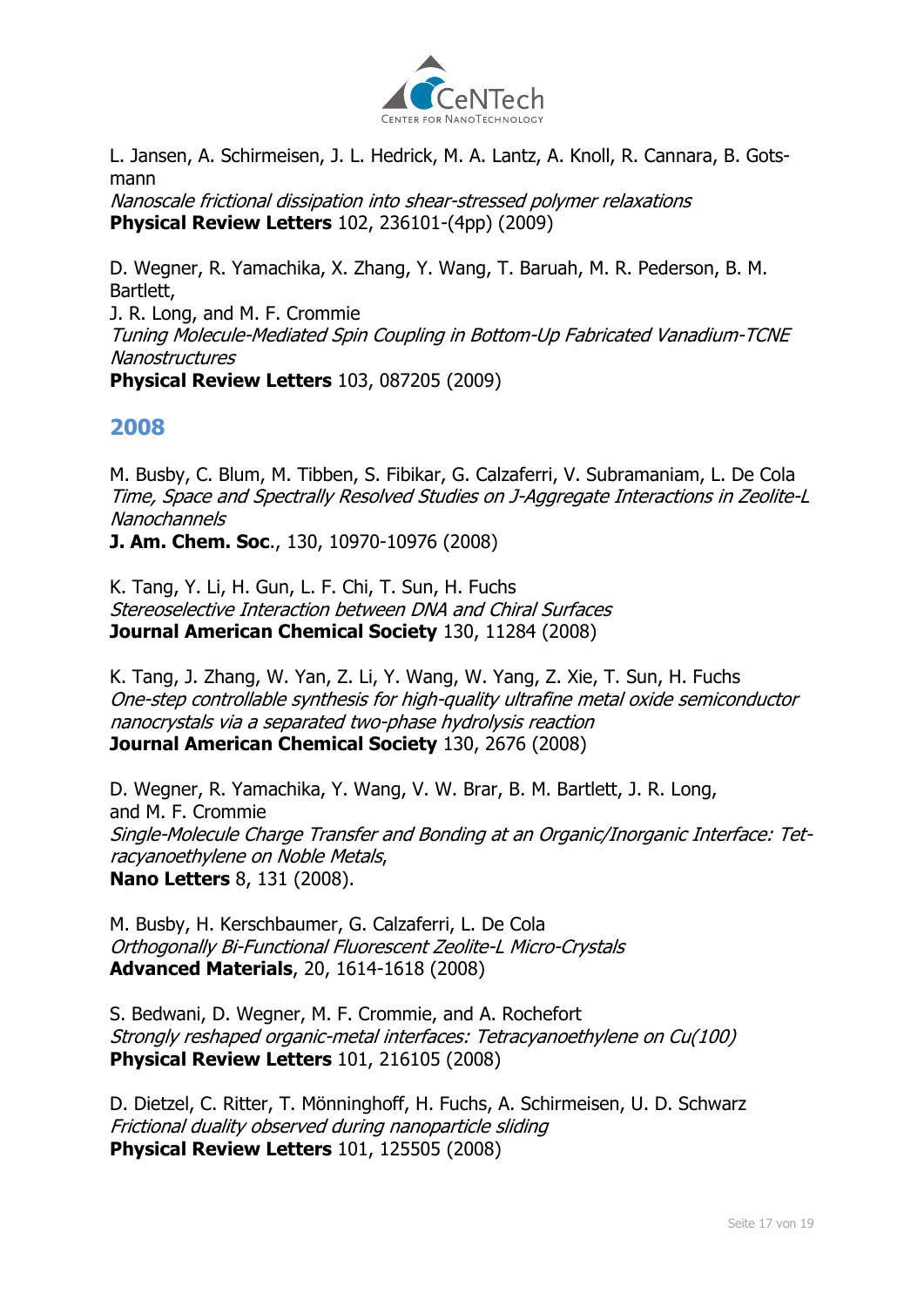L. Jansen, A. Schirmeisen, J. L. Hedrick, M. A. Lantz, A. Knoll, R. Cannara, B. Gotsmann
*Nanoscale frictional dissipation into shear-stressed polymer relaxations*
**Physical Review Letters** 102, 236101-(4pp) (2009)

D. Wegner, R. Yamachika, X. Zhang, Y. Wang, T. Baruah, M. R. Pederson, B. M. Bartlett,
J. R. Long, and M. F. Crommie
*Tuning Molecule-Mediated Spin Coupling in Bottom-Up Fabricated Vanadium-TCNE Nanostructures*
**Physical Review Letters** 103, 087205 (2009)

## 2008

M. Busby, C. Blum, M. Tibben, S. Fibikar, G. Calzaferri, V. Subramaniam, L. De Cola
*Time, Space and Spectrally Resolved Studies on J-Aggregate Interactions in Zeolite-L Nanochannels*
**J. Am. Chem. Soc**., 130, 10970-10976 (2008)

K. Tang, Y. Li, H. Gun, L. F. Chi, T. Sun, H. Fuchs
*Stereoselective Interaction between DNA and Chiral Surfaces*
**Journal American Chemical Society** 130, 11284 (2008)

K. Tang, J. Zhang, W. Yan, Z. Li, Y. Wang, W. Yang, Z. Xie, T. Sun, H. Fuchs
*One-step controllable synthesis for high-quality ultrafine metal oxide semiconductor nanocrystals via a separated two-phase hydrolysis reaction*
**Journal American Chemical Society** 130, 2676 (2008)

D. Wegner, R. Yamachika, Y. Wang, V. W. Brar, B. M. Bartlett, J. R. Long, and M. F. Crommie
*Single-Molecule Charge Transfer and Bonding at an Organic/Inorganic Interface: Tetracyanoethylene on Noble Metals*,
**Nano Letters** 8, 131 (2008).

M. Busby, H. Kerschbaumer, G. Calzaferri, L. De Cola
*Orthogonally Bi-Functional Fluorescent Zeolite-L Micro-Crystals*
**Advanced Materials**, 20, 1614-1618 (2008)

S. Bedwani, D. Wegner, M. F. Crommie, and A. Rochefort
*Strongly reshaped organic-metal interfaces: Tetracyanoethylene on Cu(100)*
**Physical Review Letters** 101, 216105 (2008)

D. Dietzel, C. Ritter, T. Mönninghoff, H. Fuchs, A. Schirmeisen, U. D. Schwarz
*Frictional duality observed during nanoparticle sliding*
**Physical Review Letters** 101, 125505 (2008)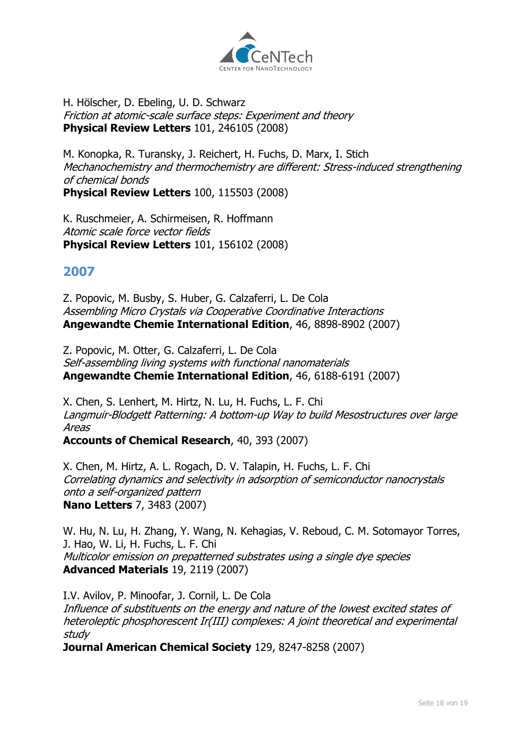H. Hölscher, D. Ebeling, U. D. Schwarz
*Friction at atomic-scale surface steps: Experiment and theory*
**Physical Review Letters** 101, 246105 (2008)

M. Konopka, R. Turansky, J. Reichert, H. Fuchs, D. Marx, I. Stich
*Mechanochemistry and thermochemistry are different: Stress-induced strengthening of chemical bonds*
**Physical Review Letters** 100, 115503 (2008)

K. Ruschmeier, A. Schirmeisen, R. Hoffmann
*Atomic scale force vector fields*
**Physical Review Letters** 101, 156102 (2008)

## 2007

Z. Popovic, M. Busby, S. Huber, G. Calzaferri, L. De Cola
*Assembling Micro Crystals via Cooperative Coordinative Interactions*
**Angewandte Chemie International Edition**, 46, 8898-8902 (2007)

Z. Popovic, M. Otter, G. Calzaferri, L. De Cola
*Self-assembling living systems with functional nanomaterials*
**Angewandte Chemie International Edition**, 46, 6188-6191 (2007)

X. Chen, S. Lenhert, M. Hirtz, N. Lu, H. Fuchs, L. F. Chi
*Langmuir-Blodgett Patterning: A bottom-up Way to build Mesostructures over large Areas*
**Accounts of Chemical Research**, 40, 393 (2007)

X. Chen, M. Hirtz, A. L. Rogach, D. V. Talapin, H. Fuchs, L. F. Chi
*Correlating dynamics and selectivity in adsorption of semiconductor nanocrystals onto a self-organized pattern*
**Nano Letters** 7, 3483 (2007)

W. Hu, N. Lu, H. Zhang, Y. Wang, N. Kehagias, V. Reboud, C. M. Sotomayor Torres, J. Hao, W. Li, H. Fuchs, L. F. Chi
*Multicolor emission on prepatterned substrates using a single dye species*
**Advanced Materials** 19, 2119 (2007)

I.V. Avilov, P. Minoofar, J. Cornil, L. De Cola
*Influence of substituents on the energy and nature of the lowest excited states of heteroleptic phosphorescent Ir(III) complexes: A joint theoretical and experimental study*
**Journal American Chemical Society** 129, 8247-8258 (2007)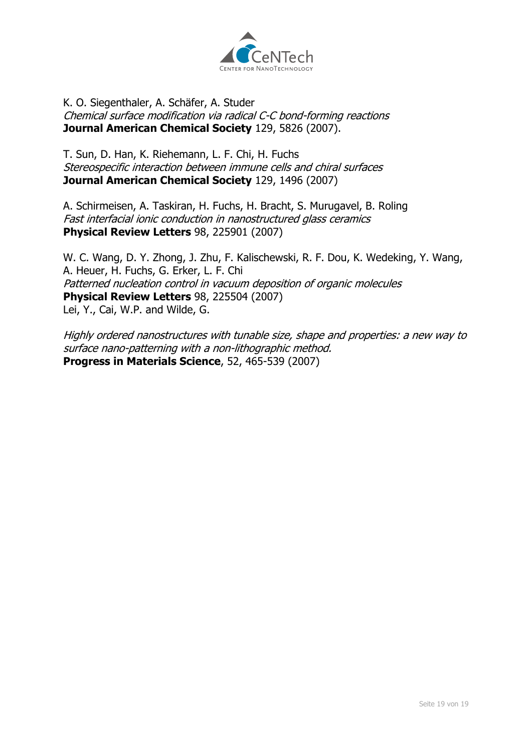K. O. Siegenthaler, A. Schäfer, A. Studer  
*Chemical surface modification via radical C-C bond-forming reactions*  
**Journal American Chemical Society** 129, 5826 (2007).

T. Sun, D. Han, K. Riehemann, L. F. Chi, H. Fuchs  
*Stereospecific interaction between immune cells and chiral surfaces*  
**Journal American Chemical Society** 129, 1496 (2007)

A. Schirmeisen, A. Taskiran, H. Fuchs, H. Bracht, S. Murugavel, B. Roling  
*Fast interfacial ionic conduction in nanostructured glass ceramics*  
**Physical Review Letters** 98, 225901 (2007)

W. C. Wang, D. Y. Zhong, J. Zhu, F. Kalischewski, R. F. Dou, K. Wedeking, Y. Wang, A. Heuer, H. Fuchs, G. Erker, L. F. Chi  
*Patterned nucleation control in vacuum deposition of organic molecules*  
**Physical Review Letters** 98, 225504 (2007)  
Lei, Y., Cai, W.P. and Wilde, G.

*Highly ordered nanostructures with tunable size, shape and properties: a new way to surface nano-patterning with a non-lithographic method.*  
**Progress in Materials Science**, 52, 465-539 (2007)